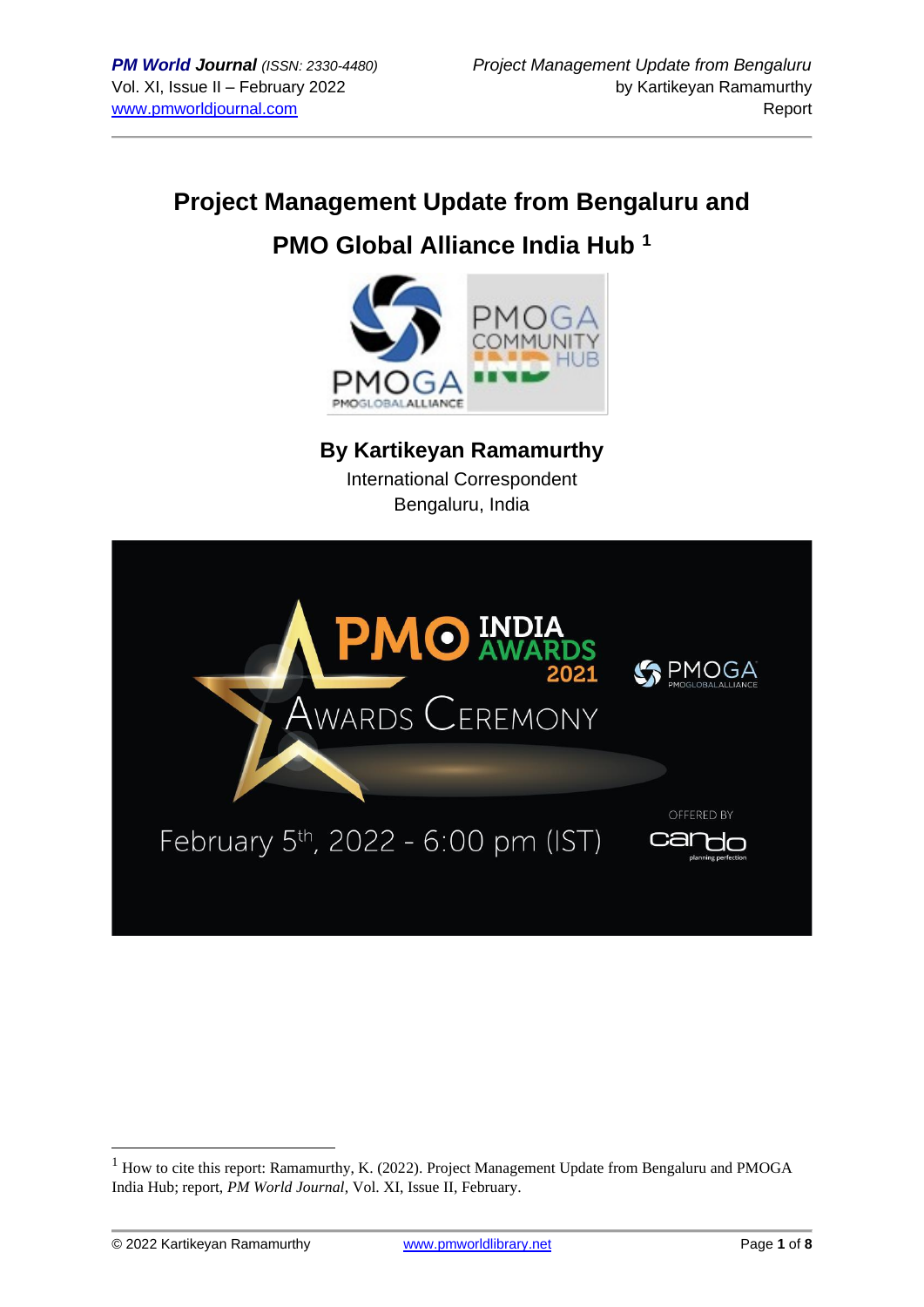# Project Management Update from Bengaluru and PMO Global Alliance India Hub [1]

**By Kartikeyan Ramamurthy**

International Correspondent

Bengaluru, India

---

[1] How to cite this report: Ramamurthy, K. (2022). Project Management Update from Bengaluru and PMOGA India Hub; report, *PM World Journal*, Vol. XI, Issue II, February.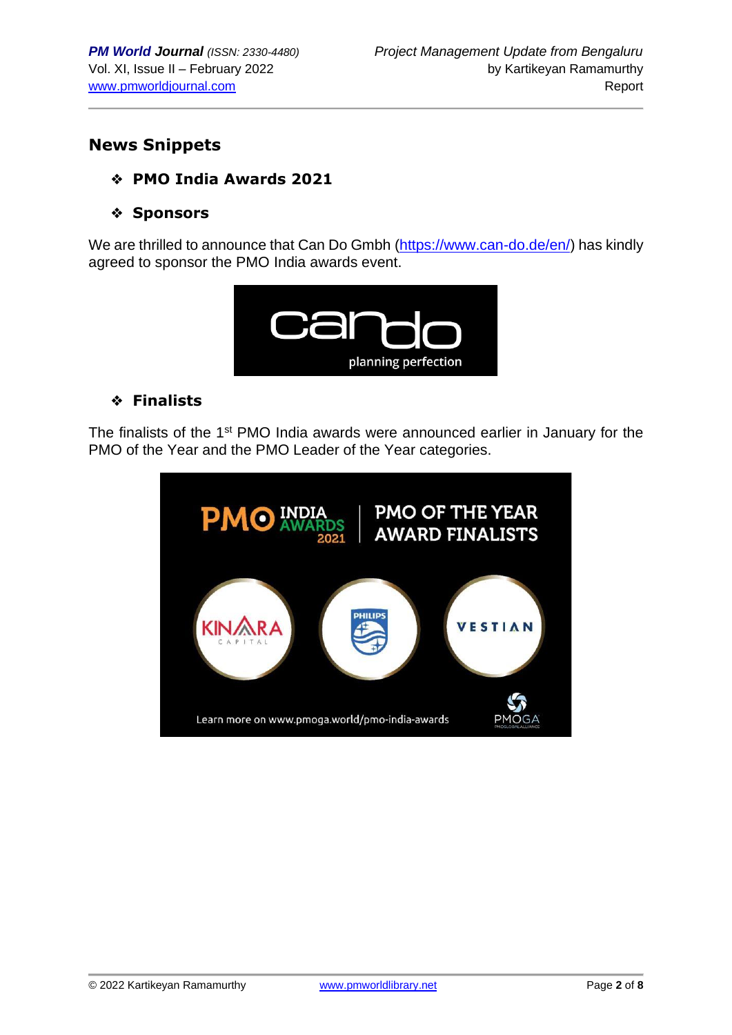## News Snippets

- **PMO India Awards 2021**

- **Sponsors**

We are thrilled to announce that Can Do Gmbh (https://www.can-do.de/en/) has kindly agreed to sponsor the PMO India awards event.

- **Finalists**

The finalists of the 1st PMO India awards were announced earlier in January for the PMO of the Year and the PMO Leader of the Year categories.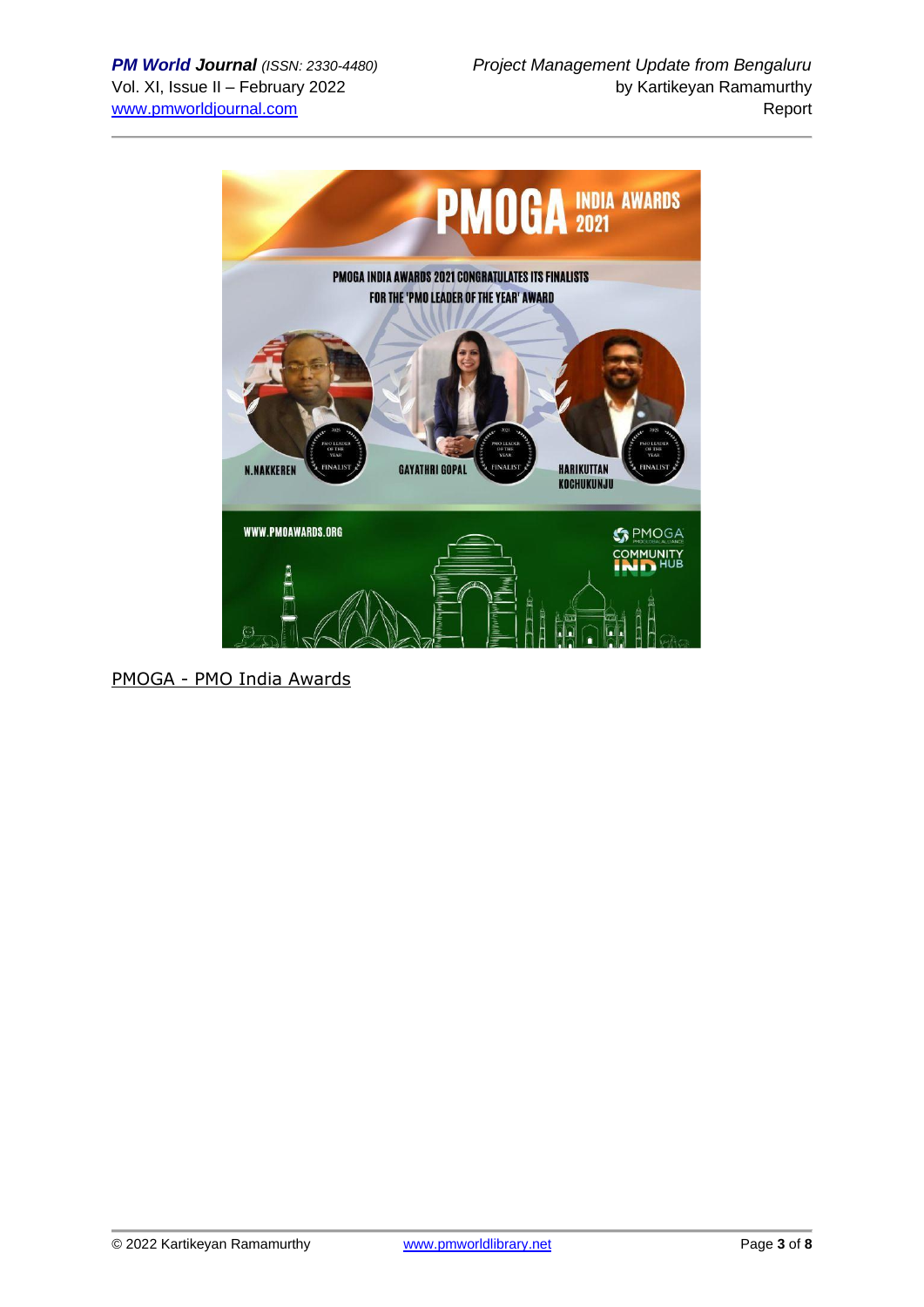PMOGA INDIA AWARDS 2021

PMOGA INDIA AWARDS 2021 CONGRATULATES ITS FINALISTS FOR THE 'PMO LEADER OF THE YEAR' AWARD

N.NAKKEREN

GAYATHRI GOPAL

HARIKUTTAN KOCHUKUNJU

WWW.PMOAWARDS.ORG

PMOGA COMMUNITY IND HUB

PMOGA - PMO India Awards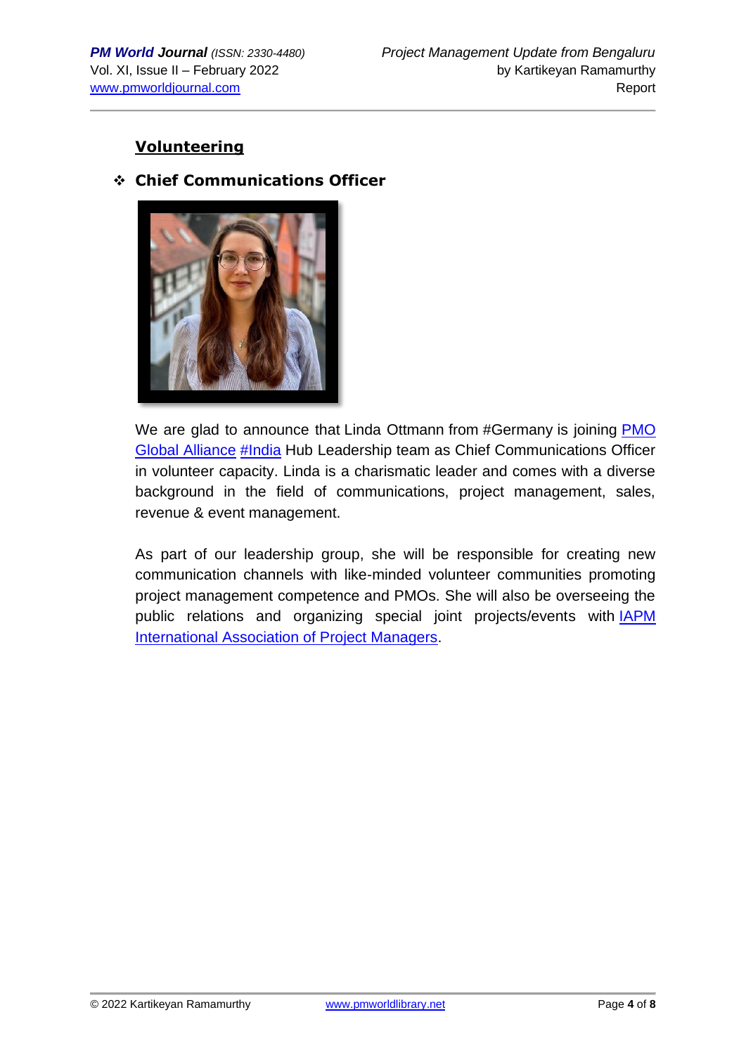## Volunteering

- **Chief Communications Officer**

We are glad to announce that Linda Ottmann from #Germany is joining PMO Global Alliance #India Hub Leadership team as Chief Communications Officer in volunteer capacity. Linda is a charismatic leader and comes with a diverse background in the field of communications, project management, sales, revenue & event management.

As part of our leadership group, she will be responsible for creating new communication channels with like-minded volunteer communities promoting project management competence and PMOs. She will also be overseeing the public relations and organizing special joint projects/events with IAPM International Association of Project Managers.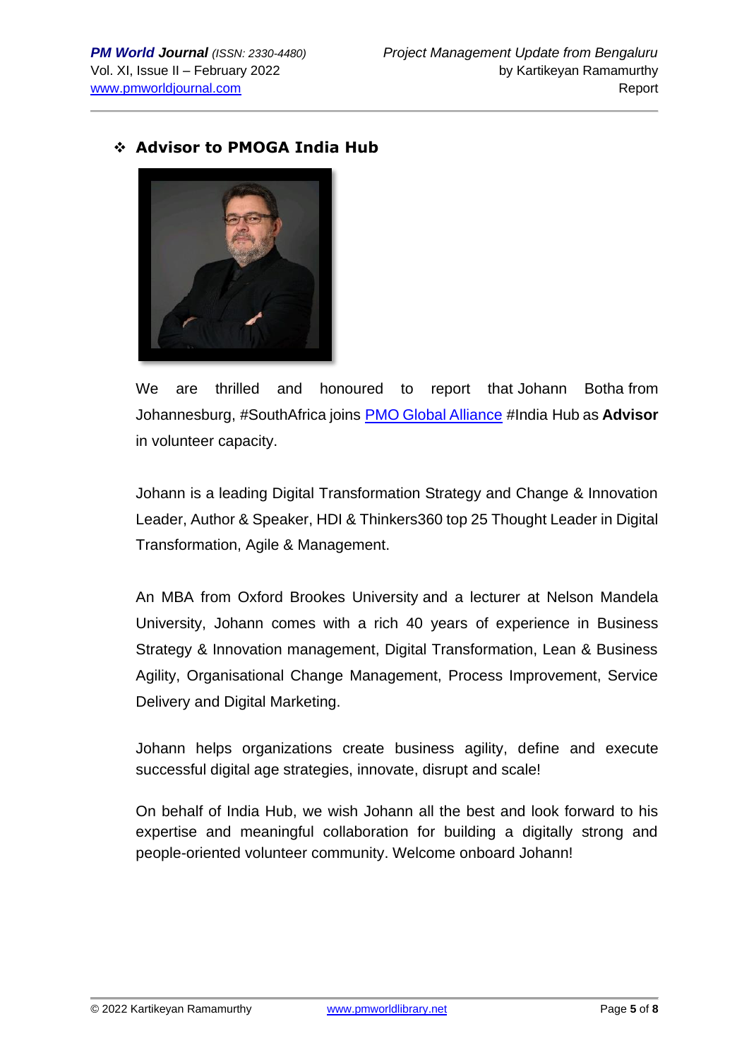## ❖ Advisor to PMOGA India Hub

We are thrilled and honoured to report that Johann Botha from Johannesburg, #SouthAfrica joins PMO Global Alliance #India Hub as **Advisor** in volunteer capacity.

Johann is a leading Digital Transformation Strategy and Change & Innovation Leader, Author & Speaker, HDI & Thinkers360 top 25 Thought Leader in Digital Transformation, Agile & Management.

An MBA from Oxford Brookes University and a lecturer at Nelson Mandela University, Johann comes with a rich 40 years of experience in Business Strategy & Innovation management, Digital Transformation, Lean & Business Agility, Organisational Change Management, Process Improvement, Service Delivery and Digital Marketing.

Johann helps organizations create business agility, define and execute successful digital age strategies, innovate, disrupt and scale!

On behalf of India Hub, we wish Johann all the best and look forward to his expertise and meaningful collaboration for building a digitally strong and people-oriented volunteer community. Welcome onboard Johann!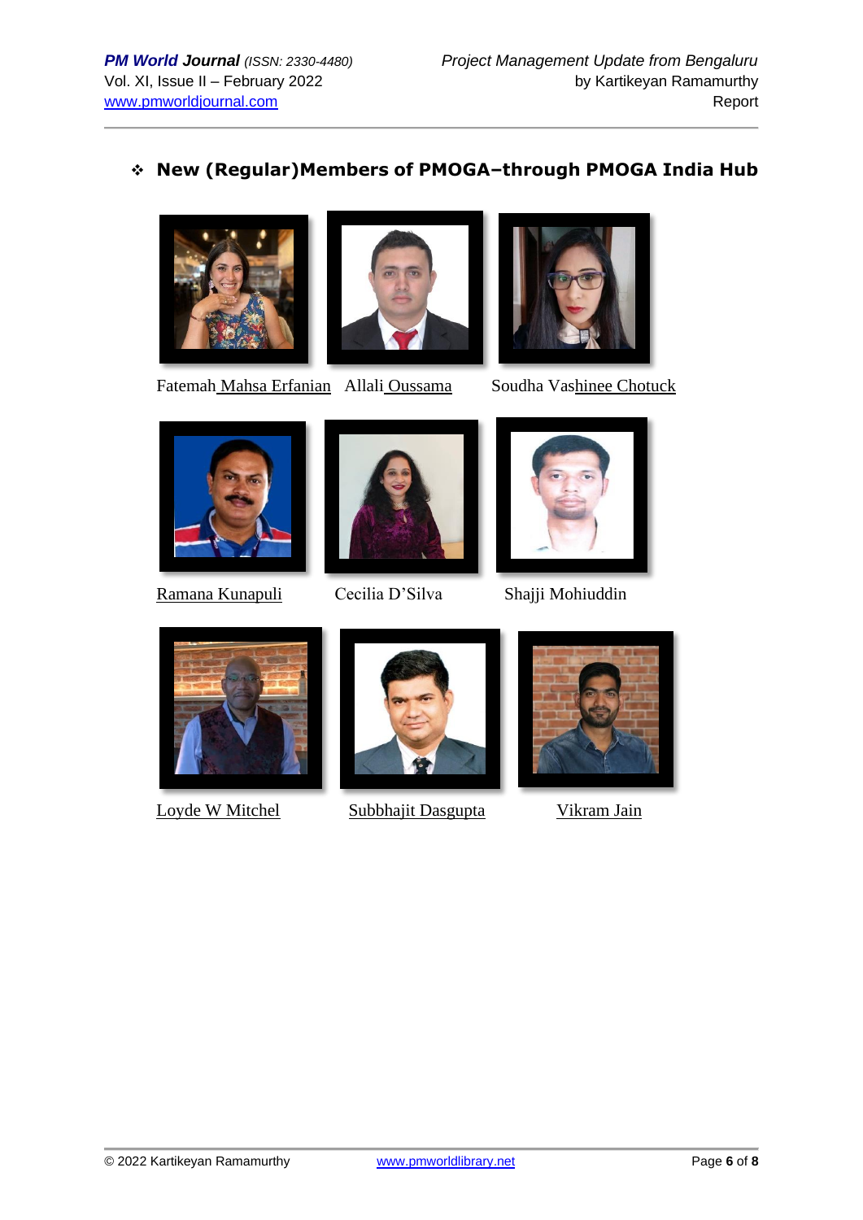## ❖ New (Regular)Members of PMOGA–through PMOGA India Hub

Fatemah Mahsa Erfanian   Allali Oussama   Soudha Vashinee Chotuck

Ramana Kunapuli   Cecilia D'Silva   Shajji Mohiuddin

Loyde W Mitchel   Subbhajit Dasgupta   Vikram Jain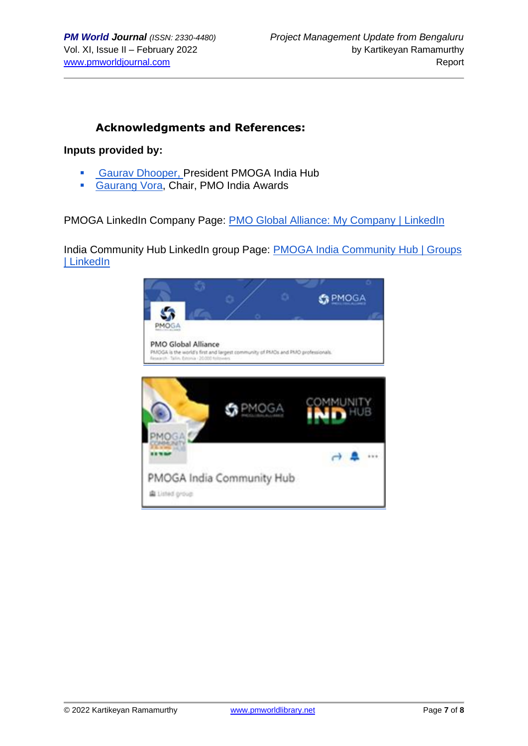## Acknowledgments and References:

**Inputs provided by:**

- Gaurav Dhooper, President PMOGA India Hub
- Gaurang Vora, Chair, PMO India Awards

PMOGA LinkedIn Company Page: PMO Global Alliance: My Company | LinkedIn

India Community Hub LinkedIn group Page: PMOGA India Community Hub | Groups | LinkedIn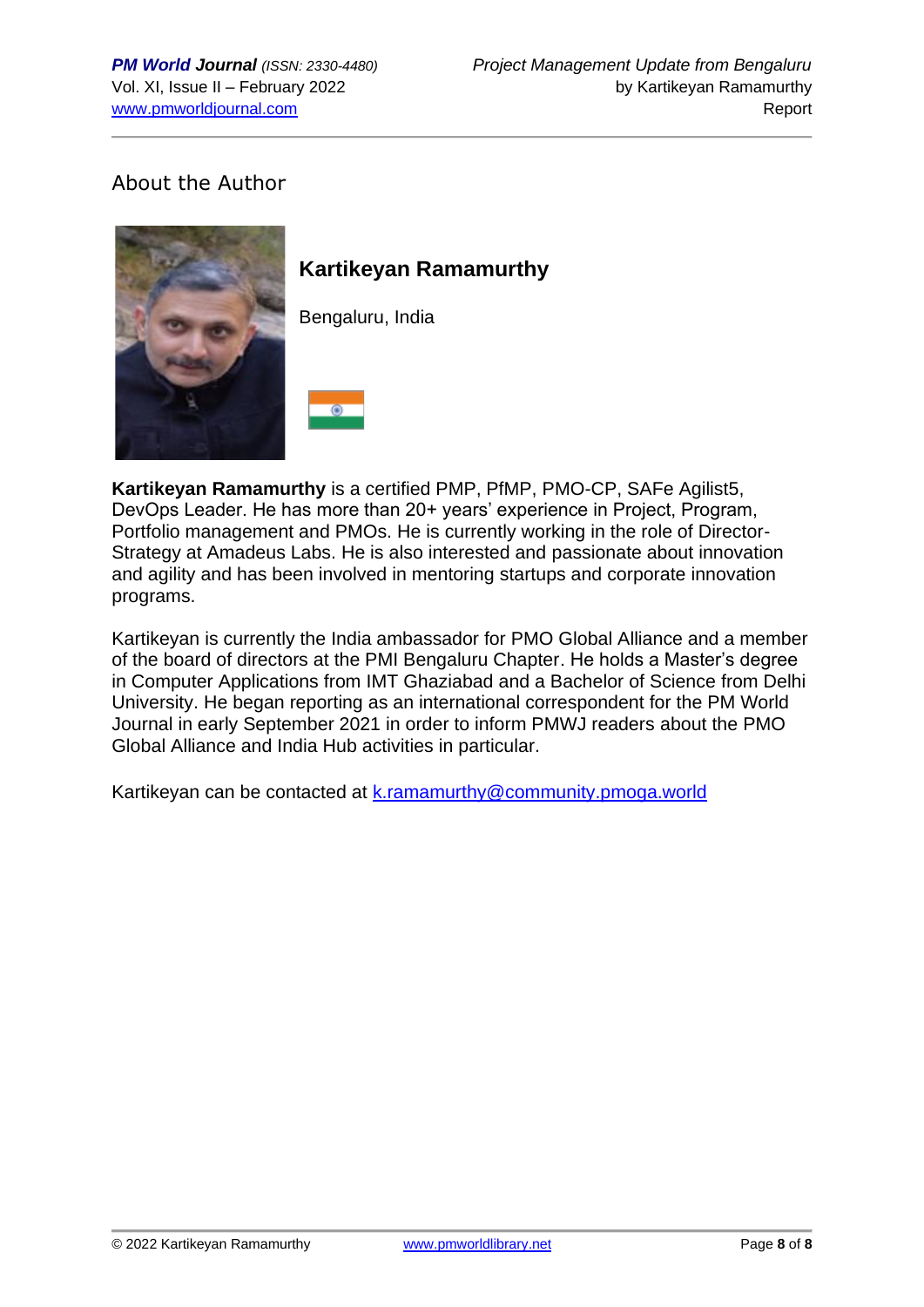## About the Author

### Kartikeyan Ramamurthy

Bengaluru, India

**Kartikeyan Ramamurthy** is a certified PMP, PfMP, PMO-CP, SAFe Agilist5, DevOps Leader. He has more than 20+ years' experience in Project, Program, Portfolio management and PMOs. He is currently working in the role of Director-Strategy at Amadeus Labs. He is also interested and passionate about innovation and agility and has been involved in mentoring startups and corporate innovation programs.

Kartikeyan is currently the India ambassador for PMO Global Alliance and a member of the board of directors at the PMI Bengaluru Chapter. He holds a Master's degree in Computer Applications from IMT Ghaziabad and a Bachelor of Science from Delhi University. He began reporting as an international correspondent for the PM World Journal in early September 2021 in order to inform PMWJ readers about the PMO Global Alliance and India Hub activities in particular.

Kartikeyan can be contacted at k.ramamurthy@community.pmoga.world